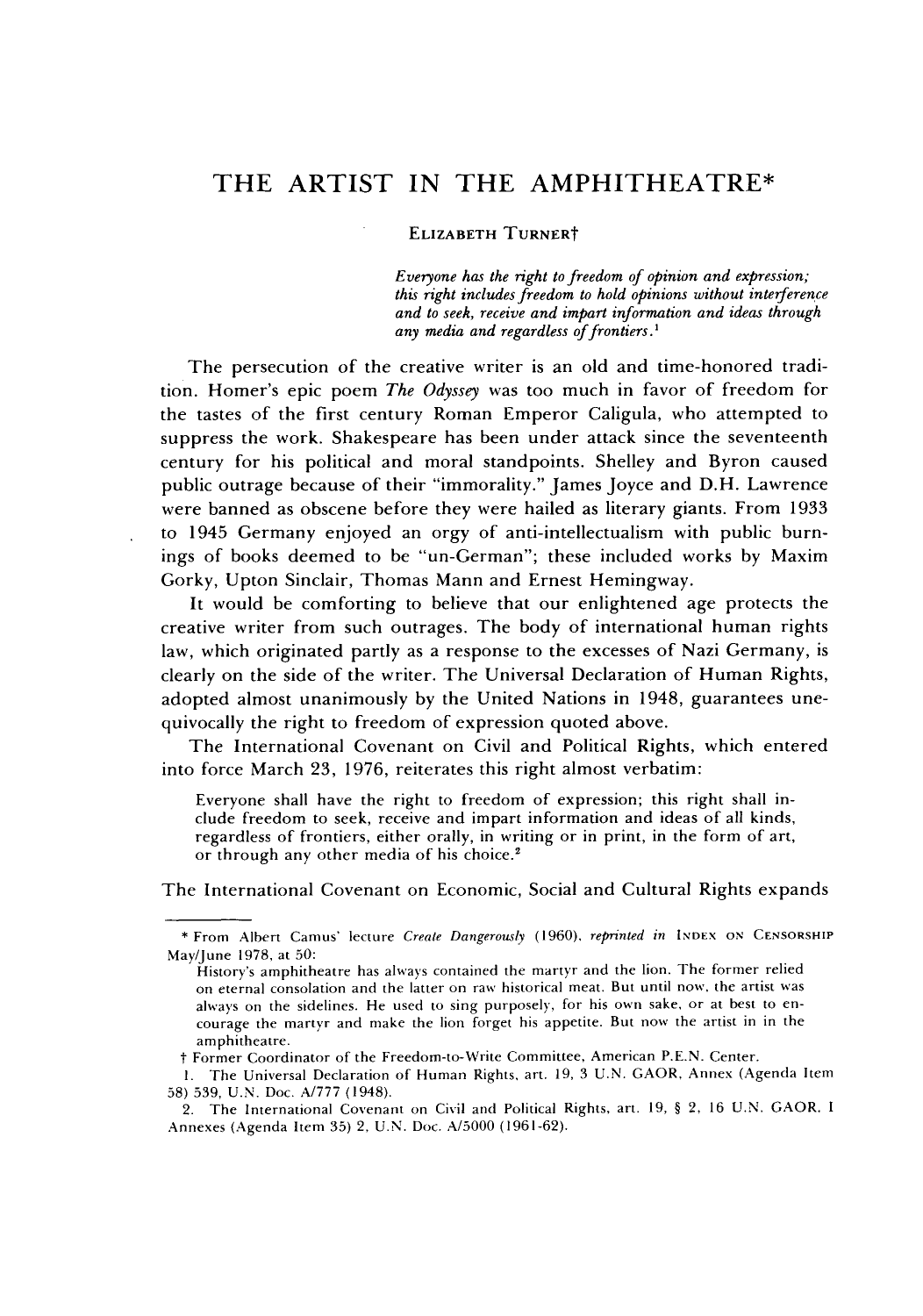# THE ARTIST IN THE AMPHITHEATRE*

ELIZABETH TURNER†

> *Everyone has the right to freedom of opinion and expression; this right includes freedom to hold opinions without interference and to seek, receive and impart information and ideas through any media and regardless of frontiers.*[1]

The persecution of the creative writer is an old and time-honored tradition. Homer's epic poem *The Odyssey* was too much in favor of freedom for the tastes of the first century Roman Emperor Caligula, who attempted to suppress the work. Shakespeare has been under attack since the seventeenth century for his political and moral standpoints. Shelley and Byron caused public outrage because of their "immorality." James Joyce and D.H. Lawrence were banned as obscene before they were hailed as literary giants. From 1933 to 1945 Germany enjoyed an orgy of anti-intellectualism with public burnings of books deemed to be "un-German"; these included works by Maxim Gorky, Upton Sinclair, Thomas Mann and Ernest Hemingway.

It would be comforting to believe that our enlightened age protects the creative writer from such outrages. The body of international human rights law, which originated partly as a response to the excesses of Nazi Germany, is clearly on the side of the writer. The Universal Declaration of Human Rights, adopted almost unanimously by the United Nations in 1948, guarantees unequivocally the right to freedom of expression quoted above.

The International Covenant on Civil and Political Rights, which entered into force March 23, 1976, reiterates this right almost verbatim:

> Everyone shall have the right to freedom of expression; this right shall include freedom to seek, receive and impart information and ideas of all kinds, regardless of frontiers, either orally, in writing or in print, in the form of art, or through any other media of his choice.[2]

The International Covenant on Economic, Social and Cultural Rights expands

---

\* From Albert Camus' lecture *Create Dangerously* (1960), *reprinted in* INDEX ON CENSORSHIP May/June 1978, at 50:

> History's amphitheatre has always contained the martyr and the lion. The former relied on eternal consolation and the latter on raw historical meat. But until now, the artist was always on the sidelines. He used to sing purposely, for his own sake, or at best to encourage the martyr and make the lion forget his appetite. But now the artist in in the amphitheatre.

† Former Coordinator of the Freedom-to-Write Committee, American P.E.N. Center.

1. The Universal Declaration of Human Rights, art. 19, 3 U.N. GAOR, Annex (Agenda Item 58) 539, U.N. Doc. A/777 (1948).

2. The International Covenant on Civil and Political Rights, art. 19, § 2, 16 U.N. GAOR, I Annexes (Agenda Item 35) 2, U.N. Doc. A/5000 (1961-62).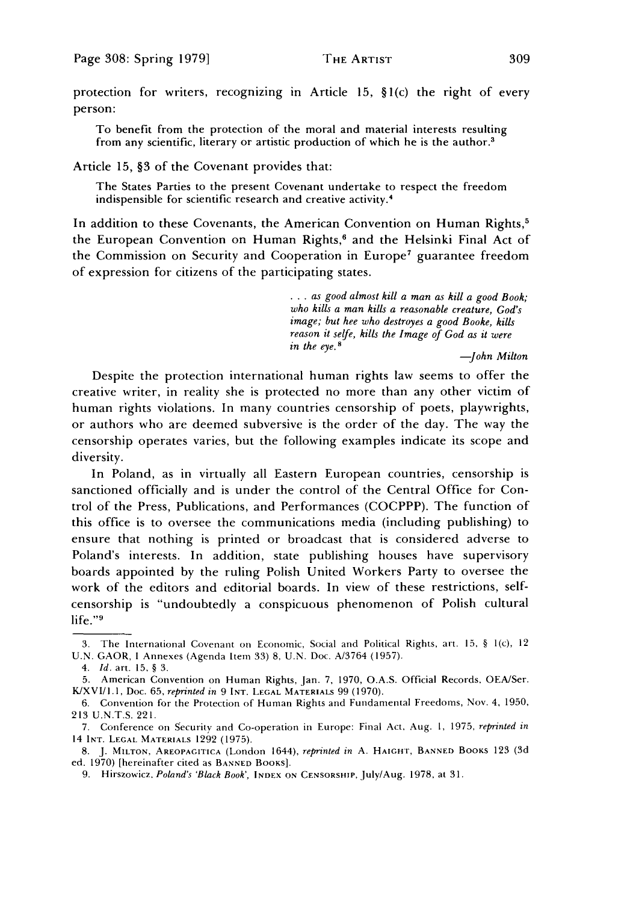protection for writers, recognizing in Article 15, §1(c) the right of every person:

> To benefit from the protection of the moral and material interests resulting from any scientific, literary or artistic production of which he is the author.[3]

Article 15, §3 of the Covenant provides that:

> The States Parties to the present Covenant undertake to respect the freedom indispensible for scientific research and creative activity.[4]

In addition to these Covenants, the American Convention on Human Rights,[5] the European Convention on Human Rights,[6] and the Helsinki Final Act of the Commission on Security and Cooperation in Europe[7] guarantee freedom of expression for citizens of the participating states.

> *. . . as good almost kill a man as kill a good Book; who kills a man kills a reasonable creature, God's image; but hee who destroyes a good Booke, kills reason it selfe, kills the Image of God as it were in the eye.*[8]
>
> —*John Milton*

Despite the protection international human rights law seems to offer the creative writer, in reality she is protected no more than any other victim of human rights violations. In many countries censorship of poets, playwrights, or authors who are deemed subversive is the order of the day. The way the censorship operates varies, but the following examples indicate its scope and diversity.

In Poland, as in virtually all Eastern European countries, censorship is sanctioned officially and is under the control of the Central Office for Control of the Press, Publications, and Performances (COCPPP). The function of this office is to oversee the communications media (including publishing) to ensure that nothing is printed or broadcast that is considered adverse to Poland's interests. In addition, state publishing houses have supervisory boards appointed by the ruling Polish United Workers Party to oversee the work of the editors and editorial boards. In view of these restrictions, self-censorship is "undoubtedly a conspicuous phenomenon of Polish cultural life."[9]

---

3. The International Covenant on Economic, Social and Political Rights, art. 15, § 1(c), 12 U.N. GAOR, I Annexes (Agenda Item 33) 8, U.N. Doc. A/3764 (1957).

4. *Id.* art. 15, § 3.

5. American Convention on Human Rights, Jan. 7, 1970, O.A.S. Official Records, OEA/Ser. K/XVI/1.1, Doc. 65, *reprinted in* 9 INT. LEGAL MATERIALS 99 (1970).

6. Convention for the Protection of Human Rights and Fundamental Freedoms, Nov. 4, 1950, 213 U.N.T.S. 221.

7. Conference on Security and Co-operation in Europe: Final Act, Aug. 1, 1975, *reprinted in* 14 INT. LEGAL MATERIALS 1292 (1975).

8. J. MILTON, AREOPAGITICA (London 1644), *reprinted in* A. HAIGHT, BANNED BOOKS 123 (3d ed. 1970) [hereinafter cited as BANNED BOOKS].

9. Hirszowicz, *Poland's 'Black Book'*, INDEX ON CENSORSHIP, July/Aug. 1978, at 31.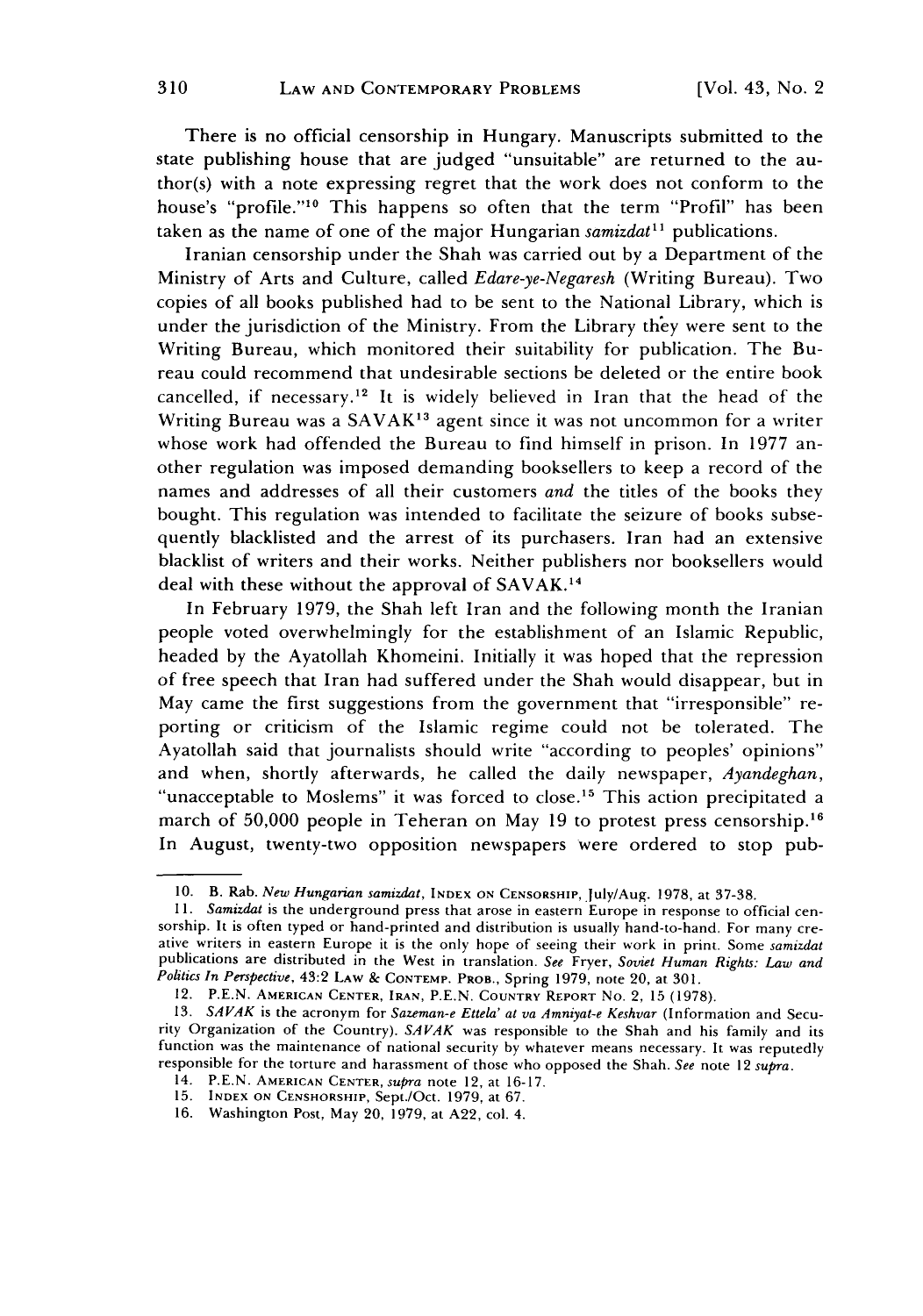There is no official censorship in Hungary. Manuscripts submitted to the state publishing house that are judged "unsuitable" are returned to the author(s) with a note expressing regret that the work does not conform to the house's "profile."[10] This happens so often that the term "Profil" has been taken as the name of one of the major Hungarian *samizdat*[11] publications.

Iranian censorship under the Shah was carried out by a Department of the Ministry of Arts and Culture, called *Edare-ye-Negaresh* (Writing Bureau). Two copies of all books published had to be sent to the National Library, which is under the jurisdiction of the Ministry. From the Library they were sent to the Writing Bureau, which monitored their suitability for publication. The Bureau could recommend that undesirable sections be deleted or the entire book cancelled, if necessary.[12] It is widely believed in Iran that the head of the Writing Bureau was a SAVAK[13] agent since it was not uncommon for a writer whose work had offended the Bureau to find himself in prison. In 1977 another regulation was imposed demanding booksellers to keep a record of the names and addresses of all their customers *and* the titles of the books they bought. This regulation was intended to facilitate the seizure of books subsequently blacklisted and the arrest of its purchasers. Iran had an extensive blacklist of writers and their works. Neither publishers nor booksellers would deal with these without the approval of SAVAK.[14]

In February 1979, the Shah left Iran and the following month the Iranian people voted overwhelmingly for the establishment of an Islamic Republic, headed by the Ayatollah Khomeini. Initially it was hoped that the repression of free speech that Iran had suffered under the Shah would disappear, but in May came the first suggestions from the government that "irresponsible" reporting or criticism of the Islamic regime could not be tolerated. The Ayatollah said that journalists should write "according to peoples' opinions" and when, shortly afterwards, he called the daily newspaper, *Ayandeghan*, "unacceptable to Moslems" it was forced to close.[15] This action precipitated a march of 50,000 people in Teheran on May 19 to protest press censorship.[16] In August, twenty-two opposition newspapers were ordered to stop pub-

---

10. B. Rab. *New Hungarian samizdat*, INDEX ON CENSORSHIP, July/Aug. 1978, at 37-38.

11. *Samizdat* is the underground press that arose in eastern Europe in response to official censorship. It is often typed or hand-printed and distribution is usually hand-to-hand. For many creative writers in eastern Europe it is the only hope of seeing their work in print. Some *samizdat* publications are distributed in the West in translation. *See* Fryer, *Soviet Human Rights: Law and Politics In Perspective*, 43:2 LAW & CONTEMP. PROB., Spring 1979, note 20, at 301.

12. P.E.N. AMERICAN CENTER, IRAN, P.E.N. COUNTRY REPORT NO. 2, 15 (1978).

13. *SAVAK* is the acronym for *Sazeman-e Ettela' at va Amniyat-e Keshvar* (Information and Security Organization of the Country). *SAVAK* was responsible to the Shah and his family and its function was the maintenance of national security by whatever means necessary. It was reputedly responsible for the torture and harassment of those who opposed the Shah. *See* note 12 *supra*.

14. P.E.N. AMERICAN CENTER, *supra* note 12, at 16-17.

15. INDEX ON CENSHORSHIP, Sept./Oct. 1979, at 67.

16. Washington Post, May 20, 1979, at A22, col. 4.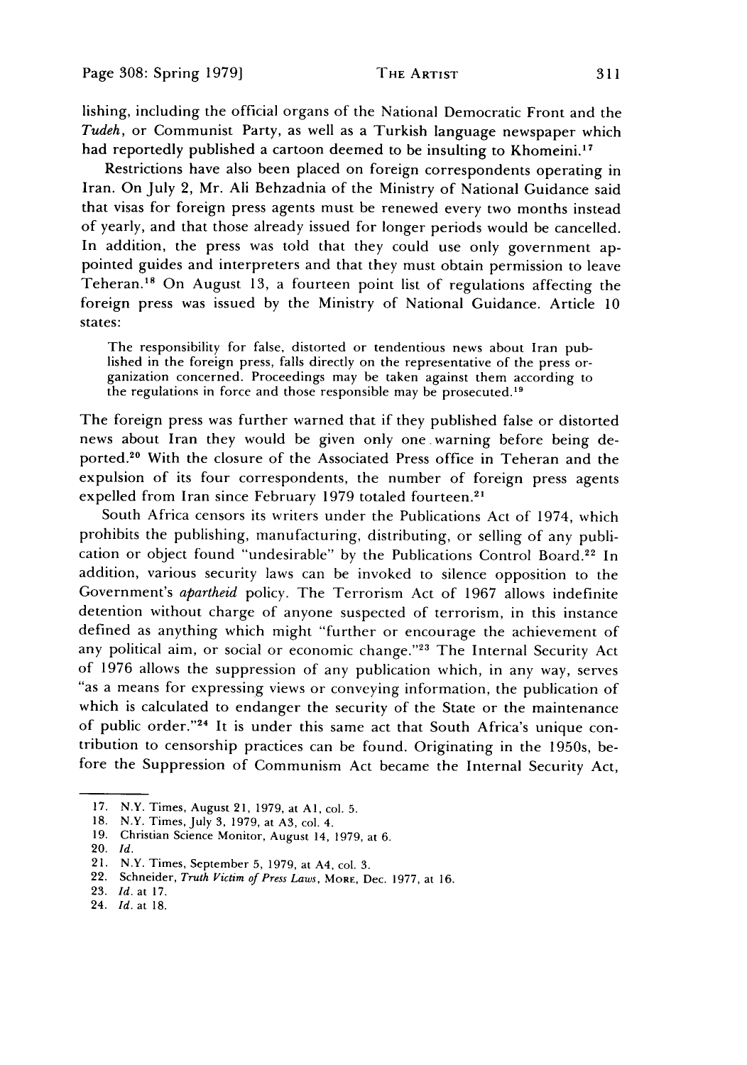lishing, including the official organs of the National Democratic Front and the *Tudeh*, or Communist Party, as well as a Turkish language newspaper which had reportedly published a cartoon deemed to be insulting to Khomeini.[17]

Restrictions have also been placed on foreign correspondents operating in Iran. On July 2, Mr. Ali Behzadnia of the Ministry of National Guidance said that visas for foreign press agents must be renewed every two months instead of yearly, and that those already issued for longer periods would be cancelled. In addition, the press was told that they could use only government appointed guides and interpreters and that they must obtain permission to leave Teheran.[18] On August 13, a fourteen point list of regulations affecting the foreign press was issued by the Ministry of National Guidance. Article 10 states:

> The responsibility for false, distorted or tendentious news about Iran published in the foreign press, falls directly on the representative of the press organization concerned. Proceedings may be taken against them according to the regulations in force and those responsible may be prosecuted.[19]

The foreign press was further warned that if they published false or distorted news about Iran they would be given only one warning before being deported.[20] With the closure of the Associated Press office in Teheran and the expulsion of its four correspondents, the number of foreign press agents expelled from Iran since February 1979 totaled fourteen.[21]

South Africa censors its writers under the Publications Act of 1974, which prohibits the publishing, manufacturing, distributing, or selling of any publication or object found "undesirable" by the Publications Control Board.[22] In addition, various security laws can be invoked to silence opposition to the Government's *apartheid* policy. The Terrorism Act of 1967 allows indefinite detention without charge of anyone suspected of terrorism, in this instance defined as anything which might "further or encourage the achievement of any political aim, or social or economic change."[23] The Internal Security Act of 1976 allows the suppression of any publication which, in any way, serves "as a means for expressing views or conveying information, the publication of which is calculated to endanger the security of the State or the maintenance of public order."[24] It is under this same act that South Africa's unique contribution to censorship practices can be found. Originating in the 1950s, before the Suppression of Communism Act became the Internal Security Act,

---

17. N.Y. Times, August 21, 1979, at A1, col. 5.
18. N.Y. Times, July 3, 1979, at A3, col. 4.
19. Christian Science Monitor, August 14, 1979, at 6.
20. *Id.*
21. N.Y. Times, September 5, 1979, at A4, col. 3.
22. Schneider, *Truth Victim of Press Laws*, MORE, Dec. 1977, at 16.
23. *Id.* at 17.
24. *Id.* at 18.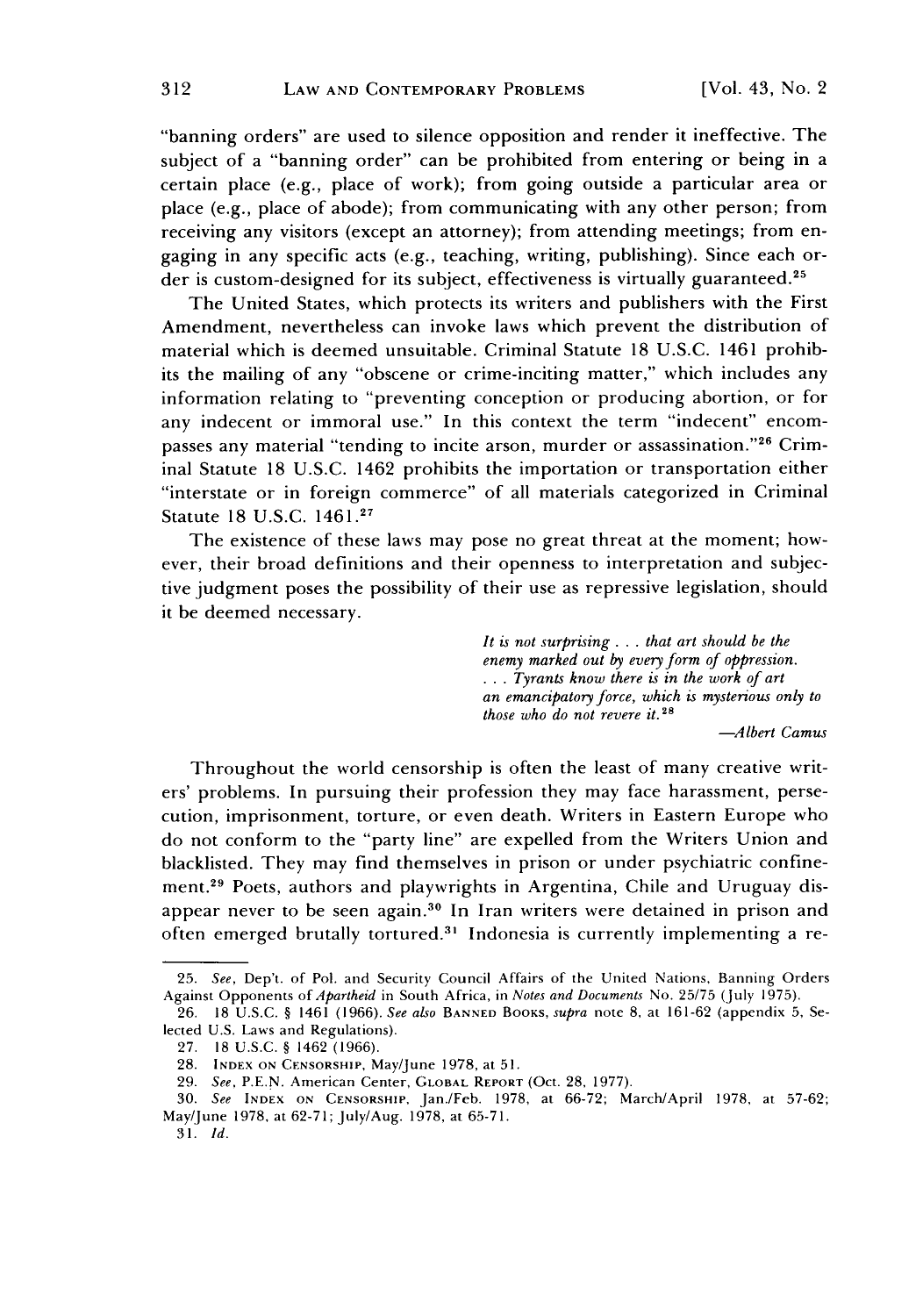"banning orders" are used to silence opposition and render it ineffective. The subject of a "banning order" can be prohibited from entering or being in a certain place (e.g., place of work); from going outside a particular area or place (e.g., place of abode); from communicating with any other person; from receiving any visitors (except an attorney); from attending meetings; from engaging in any specific acts (e.g., teaching, writing, publishing). Since each order is custom-designed for its subject, effectiveness is virtually guaranteed.[25]

The United States, which protects its writers and publishers with the First Amendment, nevertheless can invoke laws which prevent the distribution of material which is deemed unsuitable. Criminal Statute 18 U.S.C. 1461 prohibits the mailing of any "obscene or crime-inciting matter," which includes any information relating to "preventing conception or producing abortion, or for any indecent or immoral use." In this context the term "indecent" encompasses any material "tending to incite arson, murder or assassination."[26] Criminal Statute 18 U.S.C. 1462 prohibits the importation or transportation either "interstate or in foreign commerce" of all materials categorized in Criminal Statute 18 U.S.C. 1461.[27]

The existence of these laws may pose no great threat at the moment; however, their broad definitions and their openness to interpretation and subjective judgment poses the possibility of their use as repressive legislation, should it be deemed necessary.

> *It is not surprising . . . that art should be the enemy marked out by every form of oppression. . . . Tyrants know there is in the work of art an emancipatory force, which is mysterious only to those who do not revere it.*[28]
>
> —*Albert Camus*

Throughout the world censorship is often the least of many creative writers' problems. In pursuing their profession they may face harassment, persecution, imprisonment, torture, or even death. Writers in Eastern Europe who do not conform to the "party line" are expelled from the Writers Union and blacklisted. They may find themselves in prison or under psychiatric confinement.[29] Poets, authors and playwrights in Argentina, Chile and Uruguay disappear never to be seen again.[30] In Iran writers were detained in prison and often emerged brutally tortured.[31] Indonesia is currently implementing a re-

---

25. *See*, Dep't. of Pol. and Security Council Affairs of the United Nations, Banning Orders Against Opponents of *Apartheid* in South Africa, in *Notes and Documents* No. 25/75 (July 1975).

26. 18 U.S.C. § 1461 (1966). *See also* BANNED BOOKS, *supra* note 8, at 161-62 (appendix 5, Selected U.S. Laws and Regulations).

27. 18 U.S.C. § 1462 (1966).

28. INDEX ON CENSORSHIP, May/June 1978, at 51.

29. *See*, P.E.N. American Center, GLOBAL REPORT (Oct. 28, 1977).

30. *See* INDEX ON CENSORSHIP, Jan./Feb. 1978, at 66-72; March/April 1978, at 57-62; May/June 1978, at 62-71; July/Aug. 1978, at 65-71.

31. *Id.*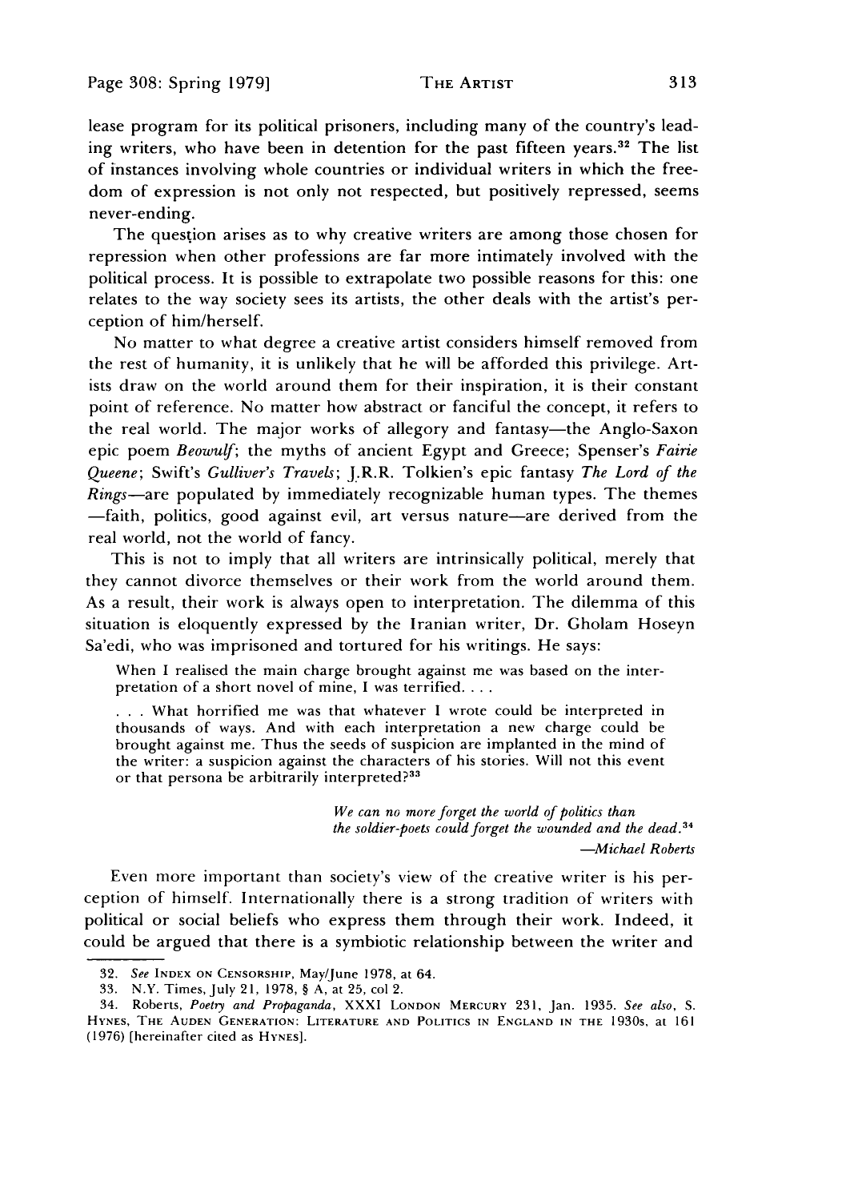lease program for its political prisoners, including many of the country's leading writers, who have been in detention for the past fifteen years.[32] The list of instances involving whole countries or individual writers in which the freedom of expression is not only not respected, but positively repressed, seems never-ending.

The question arises as to why creative writers are among those chosen for repression when other professions are far more intimately involved with the political process. It is possible to extrapolate two possible reasons for this: one relates to the way society sees its artists, the other deals with the artist's perception of him/herself.

No matter to what degree a creative artist considers himself removed from the rest of humanity, it is unlikely that he will be afforded this privilege. Artists draw on the world around them for their inspiration, it is their constant point of reference. No matter how abstract or fanciful the concept, it refers to the real world. The major works of allegory and fantasy—the Anglo-Saxon epic poem *Beowulf*; the myths of ancient Egypt and Greece; Spenser's *Fairie Queene*; Swift's *Gulliver's Travels*; J.R.R. Tolkien's epic fantasy *The Lord of the Rings*—are populated by immediately recognizable human types. The themes —faith, politics, good against evil, art versus nature—are derived from the real world, not the world of fancy.

This is not to imply that all writers are intrinsically political, merely that they cannot divorce themselves or their work from the world around them. As a result, their work is always open to interpretation. The dilemma of this situation is eloquently expressed by the Iranian writer, Dr. Gholam Hoseyn Sa'edi, who was imprisoned and tortured for his writings. He says:

> When I realised the main charge brought against me was based on the interpretation of a short novel of mine, I was terrified. . . .
>
> . . . What horrified me was that whatever I wrote could be interpreted in thousands of ways. And with each interpretation a new charge could be brought against me. Thus the seeds of suspicion are implanted in the mind of the writer: a suspicion against the characters of his stories. Will not this event or that persona be arbitrarily interpreted?[33]

> *We can no more forget the world of politics than*
> *the soldier-poets could forget the wounded and the dead.*[34]
> —*Michael Roberts*

Even more important than society's view of the creative writer is his perception of himself. Internationally there is a strong tradition of writers with political or social beliefs who express them through their work. Indeed, it could be argued that there is a symbiotic relationship between the writer and

---

32. *See* INDEX ON CENSORSHIP, May/June 1978, at 64.

33. N.Y. Times, July 21, 1978, § A, at 25, col 2.

34. Roberts, *Poetry and Propaganda*, XXXI LONDON MERCURY 231, Jan. 1935. *See also*, S. HYNES, THE AUDEN GENERATION: LITERATURE AND POLITICS IN ENGLAND IN THE 1930s, at 161 (1976) [hereinafter cited as HYNES].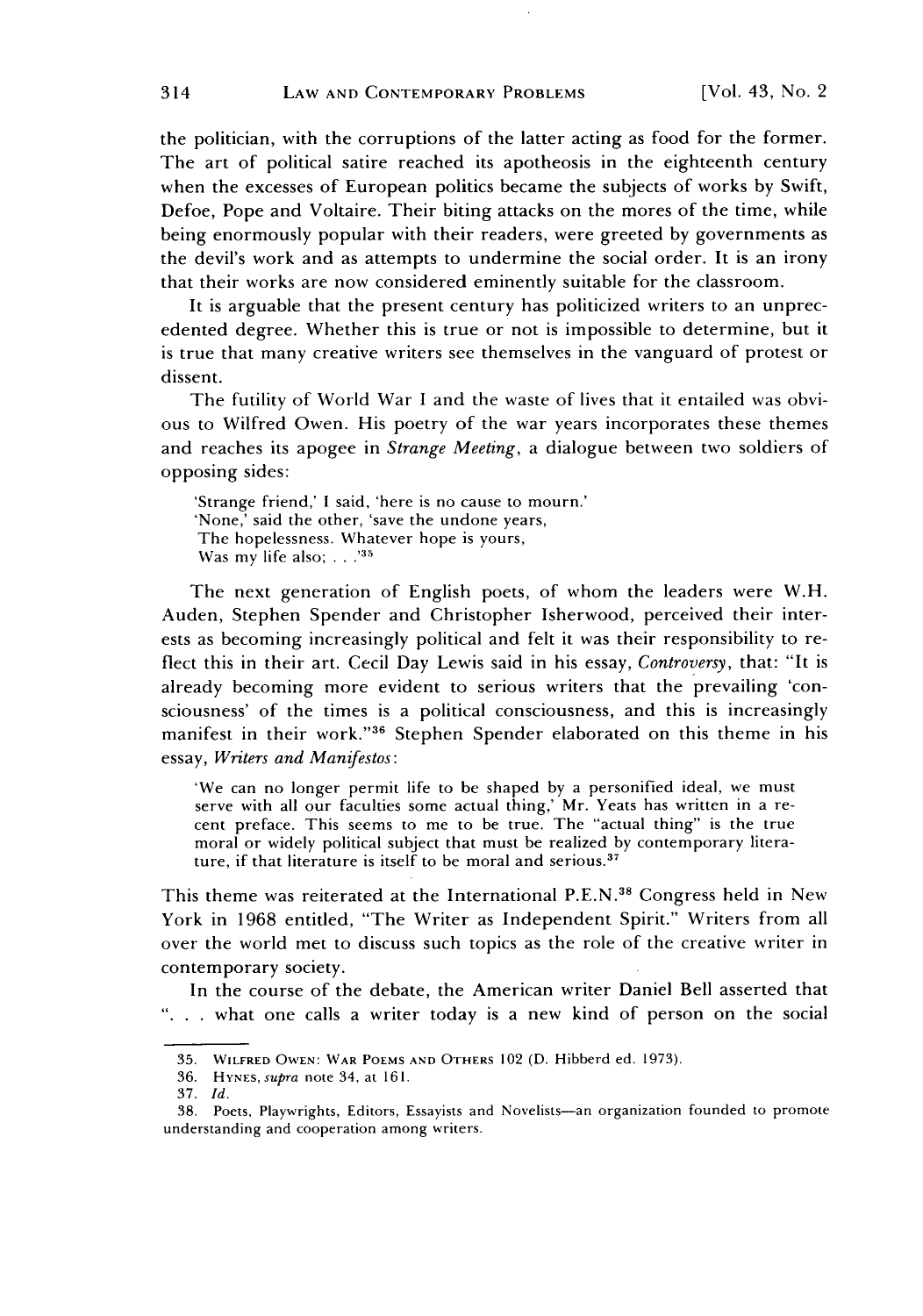the politician, with the corruptions of the latter acting as food for the former. The art of political satire reached its apotheosis in the eighteenth century when the excesses of European politics became the subjects of works by Swift, Defoe, Pope and Voltaire. Their biting attacks on the mores of the time, while being enormously popular with their readers, were greeted by governments as the devil's work and as attempts to undermine the social order. It is an irony that their works are now considered eminently suitable for the classroom.

It is arguable that the present century has politicized writers to an unprecedented degree. Whether this is true or not is impossible to determine, but it is true that many creative writers see themselves in the vanguard of protest or dissent.

The futility of World War I and the waste of lives that it entailed was obvious to Wilfred Owen. His poetry of the war years incorporates these themes and reaches its apogee in *Strange Meeting*, a dialogue between two soldiers of opposing sides:

> 'Strange friend,' I said, 'here is no cause to mourn.'
> 'None,' said the other, 'save the undone years,
> The hopelessness. Whatever hope is yours,
> Was my life also; . . .'[35]

The next generation of English poets, of whom the leaders were W.H. Auden, Stephen Spender and Christopher Isherwood, perceived their interests as becoming increasingly political and felt it was their responsibility to reflect this in their art. Cecil Day Lewis said in his essay, *Controversy*, that: "It is already becoming more evident to serious writers that the prevailing 'consciousness' of the times is a political consciousness, and this is increasingly manifest in their work."[36] Stephen Spender elaborated on this theme in his essay, *Writers and Manifestos*:

> 'We can no longer permit life to be shaped by a personified ideal, we must serve with all our faculties some actual thing,' Mr. Yeats has written in a recent preface. This seems to me to be true. The "actual thing" is the true moral or widely political subject that must be realized by contemporary literature, if that literature is itself to be moral and serious.[37]

This theme was reiterated at the International P.E.N.[38] Congress held in New York in 1968 entitled, "The Writer as Independent Spirit." Writers from all over the world met to discuss such topics as the role of the creative writer in contemporary society.

In the course of the debate, the American writer Daniel Bell asserted that ". . . what one calls a writer today is a new kind of person on the social

---

35. WILFRED OWEN: WAR POEMS AND OTHERS 102 (D. Hibberd ed. 1973).

36. HYNES, *supra* note 34, at 161.

37. *Id.*

38. Poets, Playwrights, Editors, Essayists and Novelists—an organization founded to promote understanding and cooperation among writers.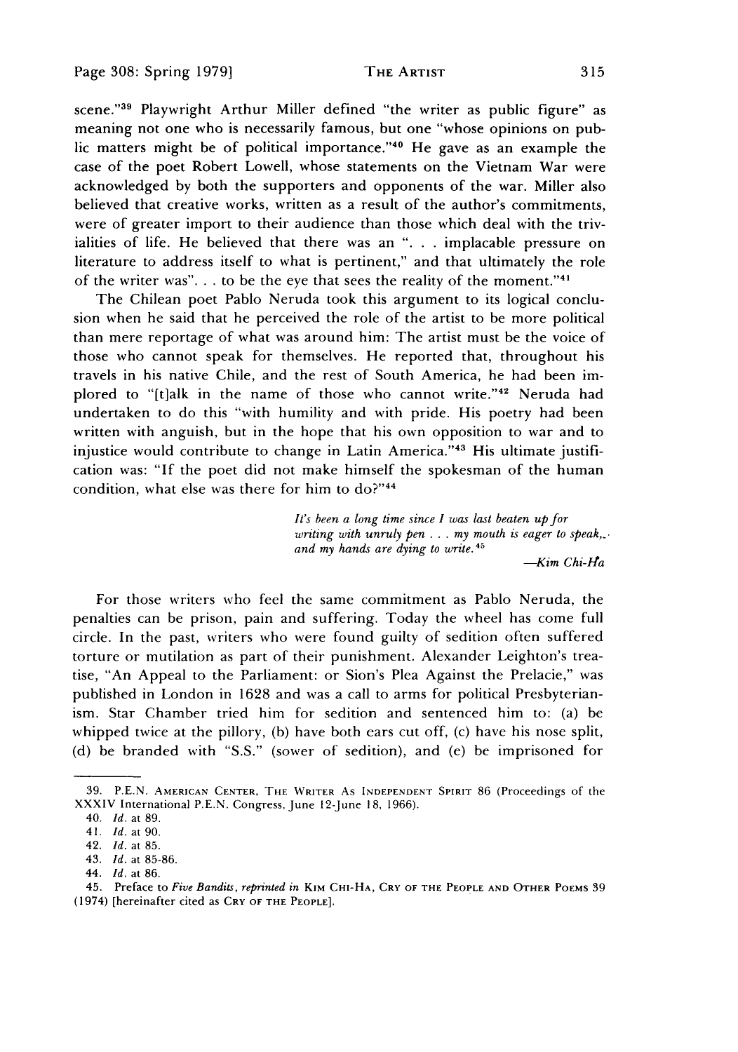scene."[39] Playwright Arthur Miller defined "the writer as public figure" as meaning not one who is necessarily famous, but one "whose opinions on public matters might be of political importance."[40] He gave as an example the case of the poet Robert Lowell, whose statements on the Vietnam War were acknowledged by both the supporters and opponents of the war. Miller also believed that creative works, written as a result of the author's commitments, were of greater import to their audience than those which deal with the trivialities of life. He believed that there was an ". . . implacable pressure on literature to address itself to what is pertinent," and that ultimately the role of the writer was". . . to be the eye that sees the reality of the moment."[41]

The Chilean poet Pablo Neruda took this argument to its logical conclusion when he said that he perceived the role of the artist to be more political than mere reportage of what was around him: The artist must be the voice of those who cannot speak for themselves. He reported that, throughout his travels in his native Chile, and the rest of South America, he had been implored to "[t]alk in the name of those who cannot write."[42] Neruda had undertaken to do this "with humility and with pride. His poetry had been written with anguish, but in the hope that his own opposition to war and to injustice would contribute to change in Latin America."[43] His ultimate justification was: "If the poet did not make himself the spokesman of the human condition, what else was there for him to do?"[44]

> *It's been a long time since I was last beaten up for writing with unruly pen . . . my mouth is eager to speak, and my hands are dying to write.*[45]
>
> —*Kim Chi-Ha*

For those writers who feel the same commitment as Pablo Neruda, the penalties can be prison, pain and suffering. Today the wheel has come full circle. In the past, writers who were found guilty of sedition often suffered torture or mutilation as part of their punishment. Alexander Leighton's treatise, "An Appeal to the Parliament: or Sion's Plea Against the Prelacie," was published in London in 1628 and was a call to arms for political Presbyterianism. Star Chamber tried him for sedition and sentenced him to: (a) be whipped twice at the pillory, (b) have both ears cut off, (c) have his nose split, (d) be branded with "S.S." (sower of sedition), and (e) be imprisoned for

---

39. P.E.N. American Center, The Writer As Independent Spirit 86 (Proceedings of the XXXIV International P.E.N. Congress, June 12-June 18, 1966).

40. *Id.* at 89.

41. *Id.* at 90.

42. *Id.* at 85.

43. *Id.* at 85-86.

44. *Id.* at 86.

45. Preface to *Five Bandits*, *reprinted in* Kim Chi-Ha, Cry of the People and Other Poems 39 (1974) [hereinafter cited as Cry of the People].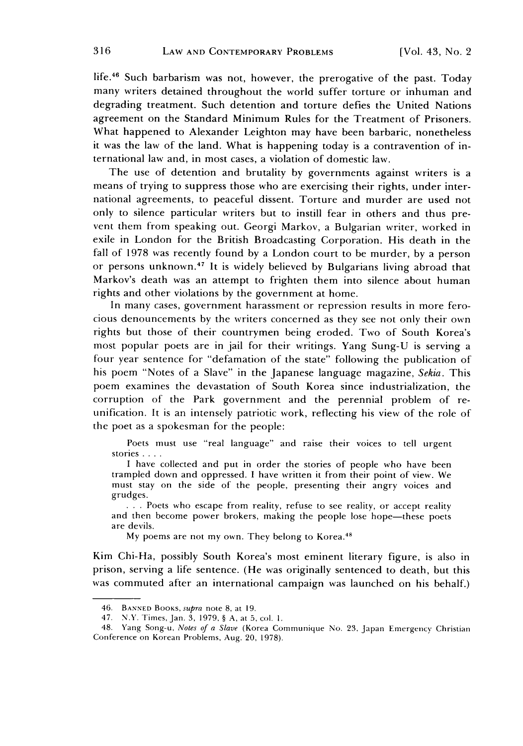life.[46] Such barbarism was not, however, the prerogative of the past. Today many writers detained throughout the world suffer torture or inhuman and degrading treatment. Such detention and torture defies the United Nations agreement on the Standard Minimum Rules for the Treatment of Prisoners. What happened to Alexander Leighton may have been barbaric, nonetheless it was the law of the land. What is happening today is a contravention of international law and, in most cases, a violation of domestic law.

The use of detention and brutality by governments against writers is a means of trying to suppress those who are exercising their rights, under international agreements, to peaceful dissent. Torture and murder are used not only to silence particular writers but to instill fear in others and thus prevent them from speaking out. Georgi Markov, a Bulgarian writer, worked in exile in London for the British Broadcasting Corporation. His death in the fall of 1978 was recently found by a London court to be murder, by a person or persons unknown.[47] It is widely believed by Bulgarians living abroad that Markov's death was an attempt to frighten them into silence about human rights and other violations by the government at home.

In many cases, government harassment or repression results in more ferocious denouncements by the writers concerned as they see not only their own rights but those of their countrymen being eroded. Two of South Korea's most popular poets are in jail for their writings. Yang Sung-U is serving a four year sentence for "defamation of the state" following the publication of his poem "Notes of a Slave" in the Japanese language magazine, *Sekia*. This poem examines the devastation of South Korea since industrialization, the corruption of the Park government and the perennial problem of reunification. It is an intensely patriotic work, reflecting his view of the role of the poet as a spokesman for the people:

> Poets must use "real language" and raise their voices to tell urgent stories . . . .
>
> I have collected and put in order the stories of people who have been trampled down and oppressed. I have written it from their point of view. We must stay on the side of the people, presenting their angry voices and grudges.
>
> . . . Poets who escape from reality, refuse to see reality, or accept reality and then become power brokers, making the people lose hope—these poets are devils.
>
> My poems are not my own. They belong to Korea.[48]

Kim Chi-Ha, possibly South Korea's most eminent literary figure, is also in prison, serving a life sentence. (He was originally sentenced to death, but this was commuted after an international campaign was launched on his behalf.)

---

46. BANNED BOOKS, *supra* note 8, at 19.

47. N.Y. Times, Jan. 3, 1979, § A, at 5, col. 1.

48. Yang Song-u, *Notes of a Slave* (Korea Communique No. 23, Japan Emergency Christian Conference on Korean Problems, Aug. 20, 1978).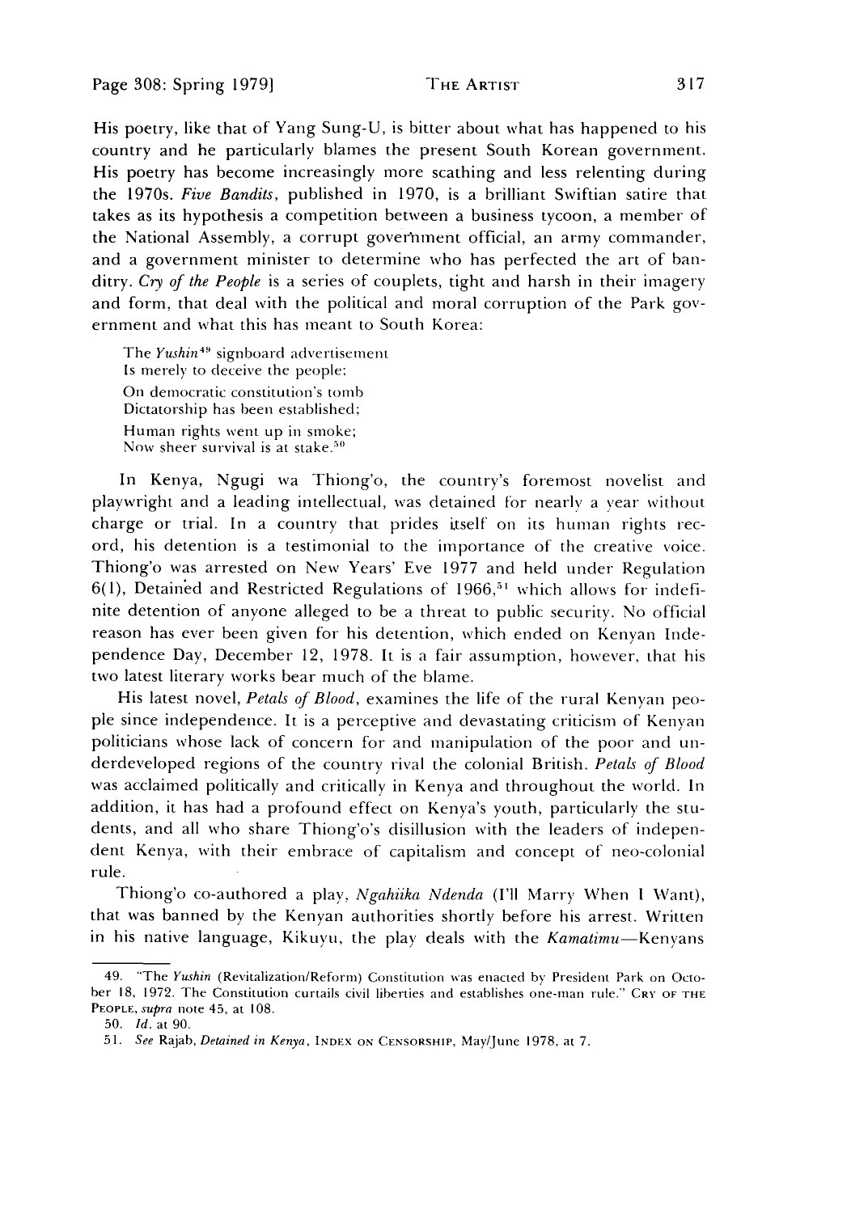His poetry, like that of Yang Sung-U, is bitter about what has happened to his country and he particularly blames the present South Korean government. His poetry has become increasingly more scathing and less relenting during the 1970s. *Five Bandits*, published in 1970, is a brilliant Swiftian satire that takes as its hypothesis a competition between a business tycoon, a member of the National Assembly, a corrupt government official, an army commander, and a government minister to determine who has perfected the art of banditry. *Cry of the People* is a series of couplets, tight and harsh in their imagery and form, that deal with the political and moral corruption of the Park government and what this has meant to South Korea:

> The *Yushin*[49] signboard advertisement
> Is merely to deceive the people;
>
> On democratic constitution's tomb
> Dictatorship has been established;
>
> Human rights went up in smoke;
> Now sheer survival is at stake.[50]

In Kenya, Ngugi wa Thiong'o, the country's foremost novelist and playwright and a leading intellectual, was detained for nearly a year without charge or trial. In a country that prides itself on its human rights record, his detention is a testimonial to the importance of the creative voice. Thiong'o was arrested on New Years' Eve 1977 and held under Regulation 6(1), Detained and Restricted Regulations of 1966,[51] which allows for indefinite detention of anyone alleged to be a threat to public security. No official reason has ever been given for his detention, which ended on Kenyan Independence Day, December 12, 1978. It is a fair assumption, however, that his two latest literary works bear much of the blame.

His latest novel, *Petals of Blood*, examines the life of the rural Kenyan people since independence. It is a perceptive and devastating criticism of Kenyan politicians whose lack of concern for and manipulation of the poor and underdeveloped regions of the country rival the colonial British. *Petals of Blood* was acclaimed politically and critically in Kenya and throughout the world. In addition, it has had a profound effect on Kenya's youth, particularly the students, and all who share Thiong'o's disillusion with the leaders of independent Kenya, with their embrace of capitalism and concept of neo-colonial rule.

Thiong'o co-authored a play, *Ngahiika Ndenda* (I'll Marry When I Want), that was banned by the Kenyan authorities shortly before his arrest. Written in his native language, Kikuyu, the play deals with the *Kamatimu*—Kenyans

---

49. "The *Yushin* (Revitalization/Reform) Constitution was enacted by President Park on October 18, 1972. The Constitution curtails civil liberties and establishes one-man rule." CRY OF THE PEOPLE, *supra* note 45, at 108.

50. *Id.* at 90.

51. *See* Rajab, *Detained in Kenya*, INDEX ON CENSORSHIP, May/June 1978, at 7.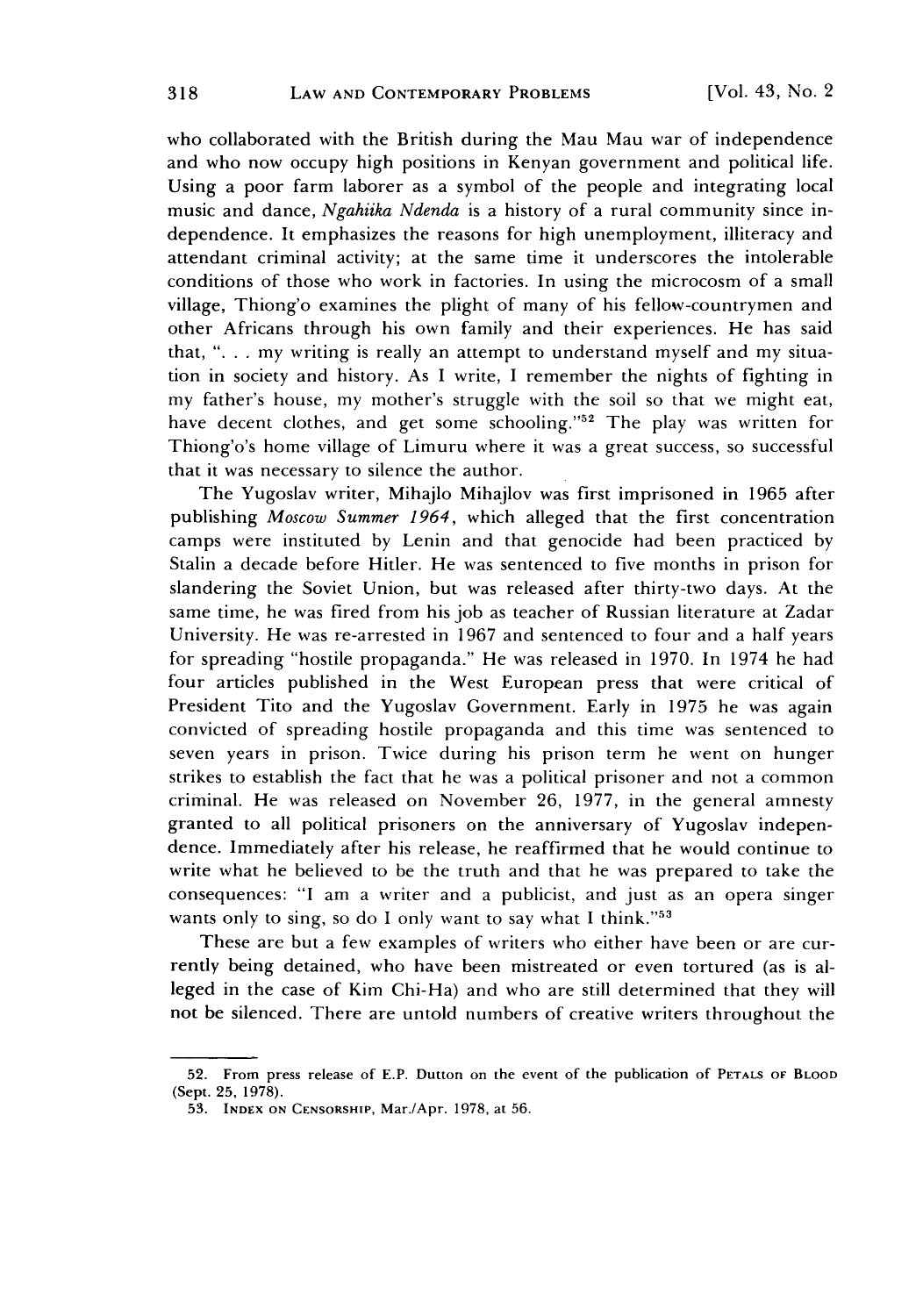who collaborated with the British during the Mau Mau war of independence and who now occupy high positions in Kenyan government and political life. Using a poor farm laborer as a symbol of the people and integrating local music and dance, *Ngahiika Ndenda* is a history of a rural community since independence. It emphasizes the reasons for high unemployment, illiteracy and attendant criminal activity; at the same time it underscores the intolerable conditions of those who work in factories. In using the microcosm of a small village, Thiong'o examines the plight of many of his fellow-countrymen and other Africans through his own family and their experiences. He has said that, ". . . my writing is really an attempt to understand myself and my situation in society and history. As I write, I remember the nights of fighting in my father's house, my mother's struggle with the soil so that we might eat, have decent clothes, and get some schooling."[52] The play was written for Thiong'o's home village of Limuru where it was a great success, so successful that it was necessary to silence the author.

The Yugoslav writer, Mihajlo Mihajlov was first imprisoned in 1965 after publishing *Moscow Summer 1964*, which alleged that the first concentration camps were instituted by Lenin and that genocide had been practiced by Stalin a decade before Hitler. He was sentenced to five months in prison for slandering the Soviet Union, but was released after thirty-two days. At the same time, he was fired from his job as teacher of Russian literature at Zadar University. He was re-arrested in 1967 and sentenced to four and a half years for spreading "hostile propaganda." He was released in 1970. In 1974 he had four articles published in the West European press that were critical of President Tito and the Yugoslav Government. Early in 1975 he was again convicted of spreading hostile propaganda and this time was sentenced to seven years in prison. Twice during his prison term he went on hunger strikes to establish the fact that he was a political prisoner and not a common criminal. He was released on November 26, 1977, in the general amnesty granted to all political prisoners on the anniversary of Yugoslav independence. Immediately after his release, he reaffirmed that he would continue to write what he believed to be the truth and that he was prepared to take the consequences: "I am a writer and a publicist, and just as an opera singer wants only to sing, so do I only want to say what I think."[53]

These are but a few examples of writers who either have been or are currently being detained, who have been mistreated or even tortured (as is alleged in the case of Kim Chi-Ha) and who are still determined that they will not be silenced. There are untold numbers of creative writers throughout the

---

52. From press release of E.P. Dutton on the event of the publication of PETALS OF BLOOD (Sept. 25, 1978).

53. INDEX ON CENSORSHIP, Mar./Apr. 1978, at 56.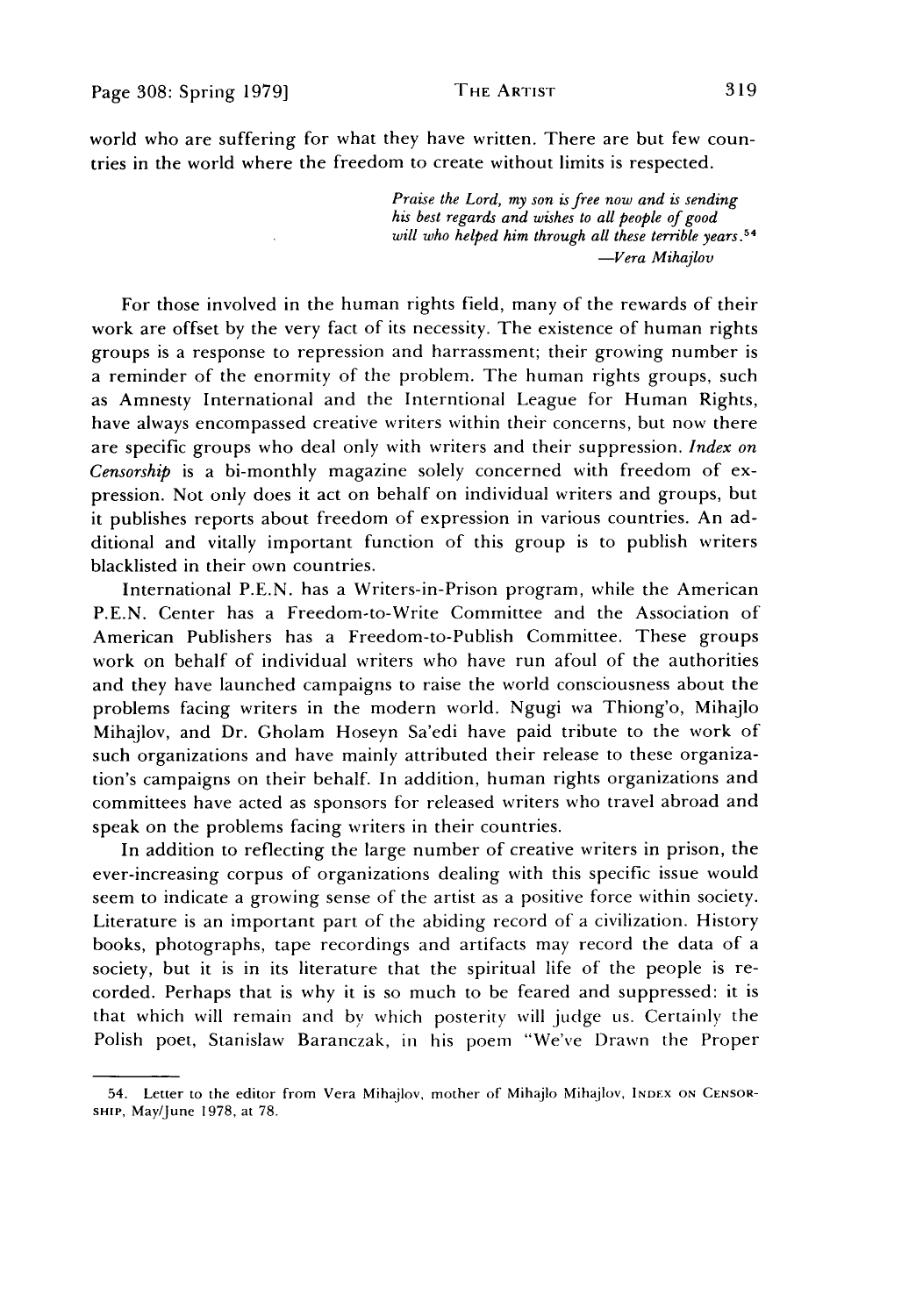world who are suffering for what they have written. There are but few countries in the world where the freedom to create without limits is respected.

> *Praise the Lord, my son is free now and is sending his best regards and wishes to all people of good will who helped him through all these terrible years.*[54]
>
> —*Vera Mihajlov*

For those involved in the human rights field, many of the rewards of their work are offset by the very fact of its necessity. The existence of human rights groups is a response to repression and harrassment; their growing number is a reminder of the enormity of the problem. The human rights groups, such as Amnesty International and the Interntional League for Human Rights, have always encompassed creative writers within their concerns, but now there are specific groups who deal only with writers and their suppression. *Index on Censorship* is a bi-monthly magazine solely concerned with freedom of expression. Not only does it act on behalf on individual writers and groups, but it publishes reports about freedom of expression in various countries. An additional and vitally important function of this group is to publish writers blacklisted in their own countries.

International P.E.N. has a Writers-in-Prison program, while the American P.E.N. Center has a Freedom-to-Write Committee and the Association of American Publishers has a Freedom-to-Publish Committee. These groups work on behalf of individual writers who have run afoul of the authorities and they have launched campaigns to raise the world consciousness about the problems facing writers in the modern world. Ngugi wa Thiong'o, Mihajlo Mihajlov, and Dr. Gholam Hoseyn Sa'edi have paid tribute to the work of such organizations and have mainly attributed their release to these organization's campaigns on their behalf. In addition, human rights organizations and committees have acted as sponsors for released writers who travel abroad and speak on the problems facing writers in their countries.

In addition to reflecting the large number of creative writers in prison, the ever-increasing corpus of organizations dealing with this specific issue would seem to indicate a growing sense of the artist as a positive force within society. Literature is an important part of the abiding record of a civilization. History books, photographs, tape recordings and artifacts may record the data of a society, but it is in its literature that the spiritual life of the people is recorded. Perhaps that is why it is so much to be feared and suppressed: it is that which will remain and by which posterity will judge us. Certainly the Polish poet, Stanislaw Baranczak, in his poem "We've Drawn the Proper

---

54. Letter to the editor from Vera Mihajlov, mother of Mihajlo Mihajlov, INDEX ON CENSORSHIP, May/June 1978, at 78.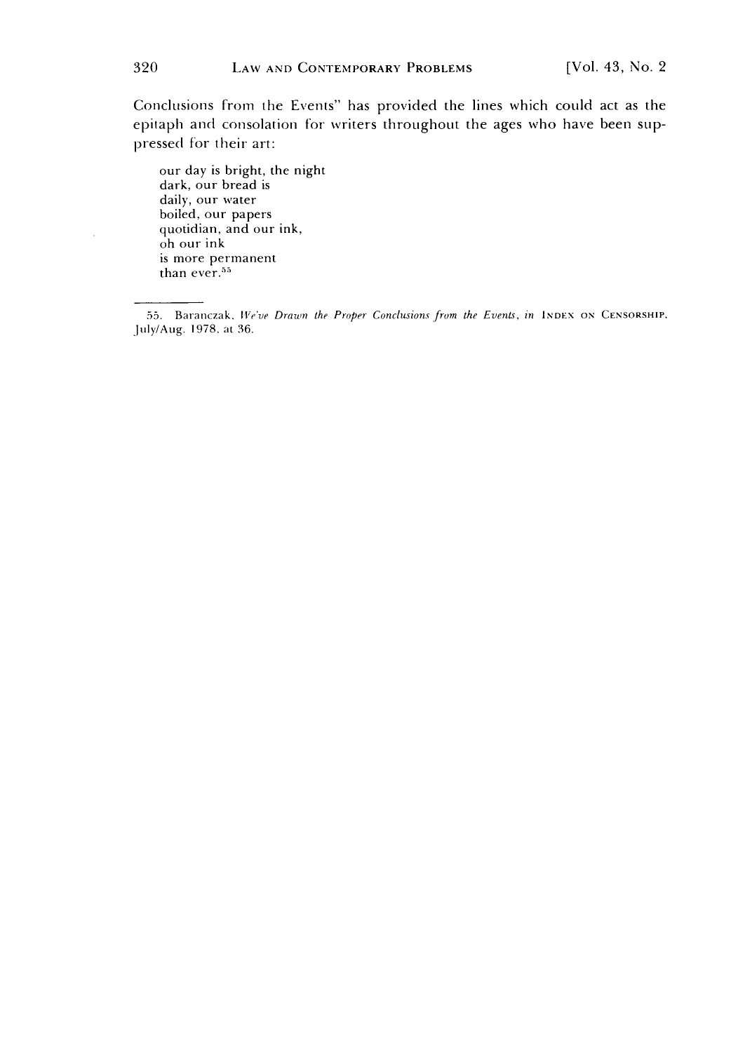Conclusions from the Events" has provided the lines which could act as the epitaph and consolation for writers throughout the ages who have been suppressed for their art:

> our day is bright, the night
> dark, our bread is
> daily, our water
> boiled, our papers
> quotidian, and our ink,
> oh our ink
> is more permanent
> than ever.[55]

---

55. Baranczak, *We've Drawn the Proper Conclusions from the Events*, *in* INDEX ON CENSORSHIP, July/Aug. 1978, at 36.